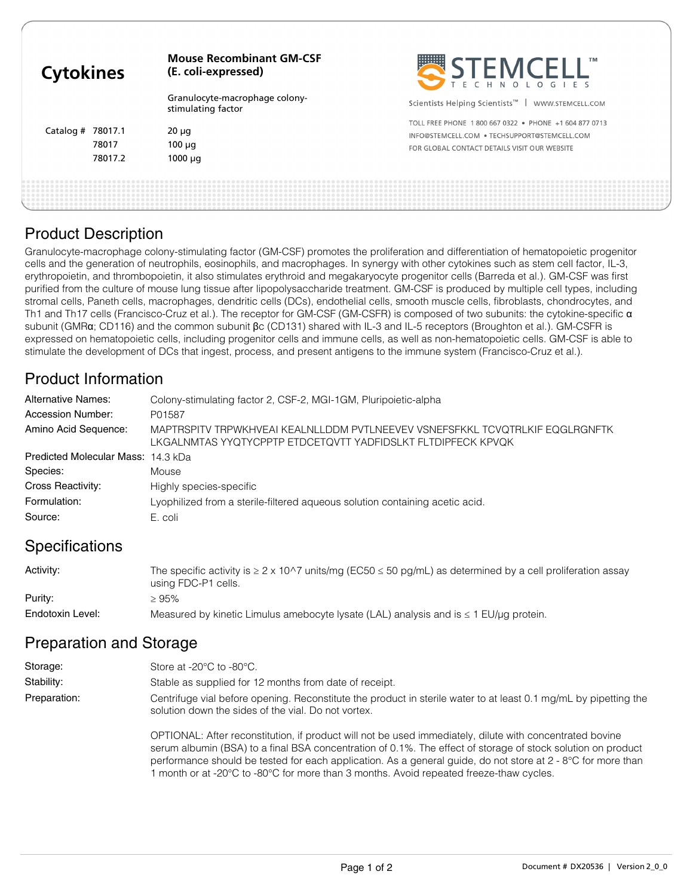# Cytokines

**Mouse Recombinant GM-CSF (E. coli-expressed)**

Granulocyte-macrophage colony-stimulating factor

| Catalog # | |
|---|---|
| 78017.1 | 20 µg |
| 78017 | 100 µg |
| 78017.2 | 1000 µg |

STEMCELL™ TECHNOLOGIES

Scientists Helping Scientists™ | WWW.STEMCELL.COM

TOLL FREE PHONE 1 800 667 0322 • PHONE +1 604 877 0713
INFO@STEMCELL.COM • TECHSUPPORT@STEMCELL.COM
FOR GLOBAL CONTACT DETAILS VISIT OUR WEBSITE

## Product Description

Granulocyte-macrophage colony-stimulating factor (GM-CSF) promotes the proliferation and differentiation of hematopoietic progenitor cells and the generation of neutrophils, eosinophils, and macrophages. In synergy with other cytokines such as stem cell factor, IL-3, erythropoietin, and thrombopoietin, it also stimulates erythroid and megakaryocyte progenitor cells (Barreda et al.). GM-CSF was first purified from the culture of mouse lung tissue after lipopolysaccharide treatment. GM-CSF is produced by multiple cell types, including stromal cells, Paneth cells, macrophages, dendritic cells (DCs), endothelial cells, smooth muscle cells, fibroblasts, chondrocytes, and Th1 and Th17 cells (Francisco-Cruz et al.). The receptor for GM-CSF (GM-CSFR) is composed of two subunits: the cytokine-specific α subunit (GMRα; CD116) and the common subunit βc (CD131) shared with IL-3 and IL-5 receptors (Broughton et al.). GM-CSFR is expressed on hematopoietic cells, including progenitor cells and immune cells, as well as non-hematopoietic cells. GM-CSF is able to stimulate the development of DCs that ingest, process, and present antigens to the immune system (Francisco-Cruz et al.).

## Product Information

| | |
|---|---|
| Alternative Names: | Colony-stimulating factor 2, CSF-2, MGI-1GM, Pluripoietic-alpha |
| Accession Number: | P01587 |
| Amino Acid Sequence: | MAPTRSPITV TRPWKHVEAI KEALNLLDDM PVTLNEEVEV VSNEFSFKKL TCVQTRLKIF EQGLRGNFTK LKGALNMTAS YYQTYCPPTP ETDCETQVTT YADFIDSLKT FLTDIPFECK KPVQK |
| Predicted Molecular Mass: | 14.3 kDa |
| Species: | Mouse |
| Cross Reactivity: | Highly species-specific |
| Formulation: | Lyophilized from a sterile-filtered aqueous solution containing acetic acid. |
| Source: | E. coli |

## Specifications

| | |
|---|---|
| Activity: | The specific activity is ≥ 2 x 10^7 units/mg (EC50 ≤ 50 pg/mL) as determined by a cell proliferation assay using FDC-P1 cells. |
| Purity: | ≥ 95% |
| Endotoxin Level: | Measured by kinetic Limulus amebocyte lysate (LAL) analysis and is ≤ 1 EU/µg protein. |

## Preparation and Storage

| | |
|---|---|
| Storage: | Store at -20°C to -80°C. |
| Stability: | Stable as supplied for 12 months from date of receipt. |
| Preparation: | Centrifuge vial before opening. Reconstitute the product in sterile water to at least 0.1 mg/mL by pipetting the solution down the sides of the vial. Do not vortex. <br><br> OPTIONAL: After reconstitution, if product will not be used immediately, dilute with concentrated bovine serum albumin (BSA) to a final BSA concentration of 0.1%. The effect of storage of stock solution on product performance should be tested for each application. As a general guide, do not store at 2 - 8°C for more than 1 month or at -20°C to -80°C for more than 3 months. Avoid repeated freeze-thaw cycles. |

Document # DX20536 | Version 2_0_0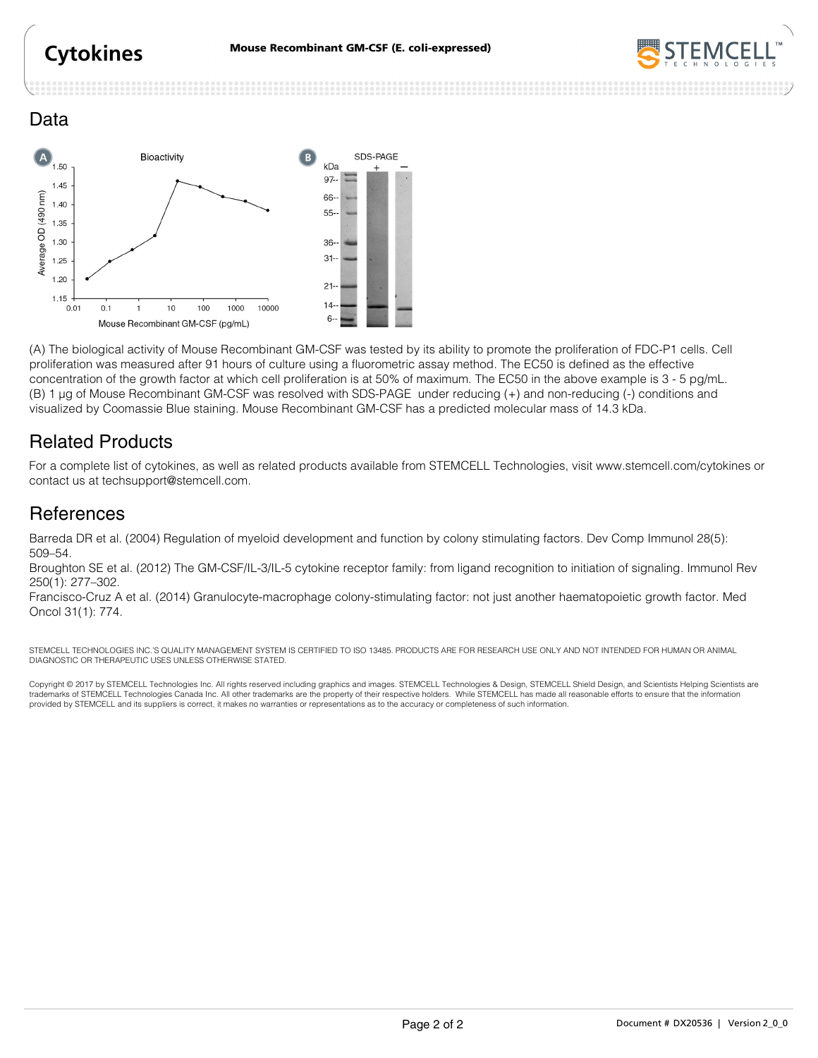## Data

A

Bioactivity

Average OD (490 nm)

1.50
1.45
1.40
1.35
1.30
1.25
1.20
1.15

0.01 0.1 1 10 100 1000 10000

Mouse Recombinant GM-CSF (pg/mL)

B

SDS-PAGE

kDa + –

97--
66--
55--
36--
31--
21--
14--
6--

(A) The biological activity of Mouse Recombinant GM-CSF was tested by its ability to promote the proliferation of FDC-P1 cells. Cell proliferation was measured after 91 hours of culture using a fluorometric assay method. The EC50 is defined as the effective concentration of the growth factor at which cell proliferation is at 50% of maximum. The EC50 in the above example is 3 - 5 pg/mL.
(B) 1 μg of Mouse Recombinant GM-CSF was resolved with SDS-PAGE under reducing (+) and non-reducing (-) conditions and visualized by Coomassie Blue staining. Mouse Recombinant GM-CSF has a predicted molecular mass of 14.3 kDa.

## Related Products

For a complete list of cytokines, as well as related products available from STEMCELL Technologies, visit www.stemcell.com/cytokines or contact us at techsupport@stemcell.com.

## References

Barreda DR et al. (2004) Regulation of myeloid development and function by colony stimulating factors. Dev Comp Immunol 28(5): 509–54.
Broughton SE et al. (2012) The GM-CSF/IL-3/IL-5 cytokine receptor family: from ligand recognition to initiation of signaling. Immunol Rev 250(1): 277–302.
Francisco-Cruz A et al. (2014) Granulocyte-macrophage colony-stimulating factor: not just another haematopoietic growth factor. Med Oncol 31(1): 774.

STEMCELL TECHNOLOGIES INC.'S QUALITY MANAGEMENT SYSTEM IS CERTIFIED TO ISO 13485. PRODUCTS ARE FOR RESEARCH USE ONLY AND NOT INTENDED FOR HUMAN OR ANIMAL DIAGNOSTIC OR THERAPEUTIC USES UNLESS OTHERWISE STATED.

Copyright © 2017 by STEMCELL Technologies Inc. All rights reserved including graphics and images. STEMCELL Technologies & Design, STEMCELL Shield Design, and Scientists Helping Scientists are trademarks of STEMCELL Technologies Canada Inc. All other trademarks are the property of their respective holders. While STEMCELL has made all reasonable efforts to ensure that the information provided by STEMCELL and its suppliers is correct, it makes no warranties or representations as to the accuracy or completeness of such information.

Document # DX20536 | Version 2_0_0